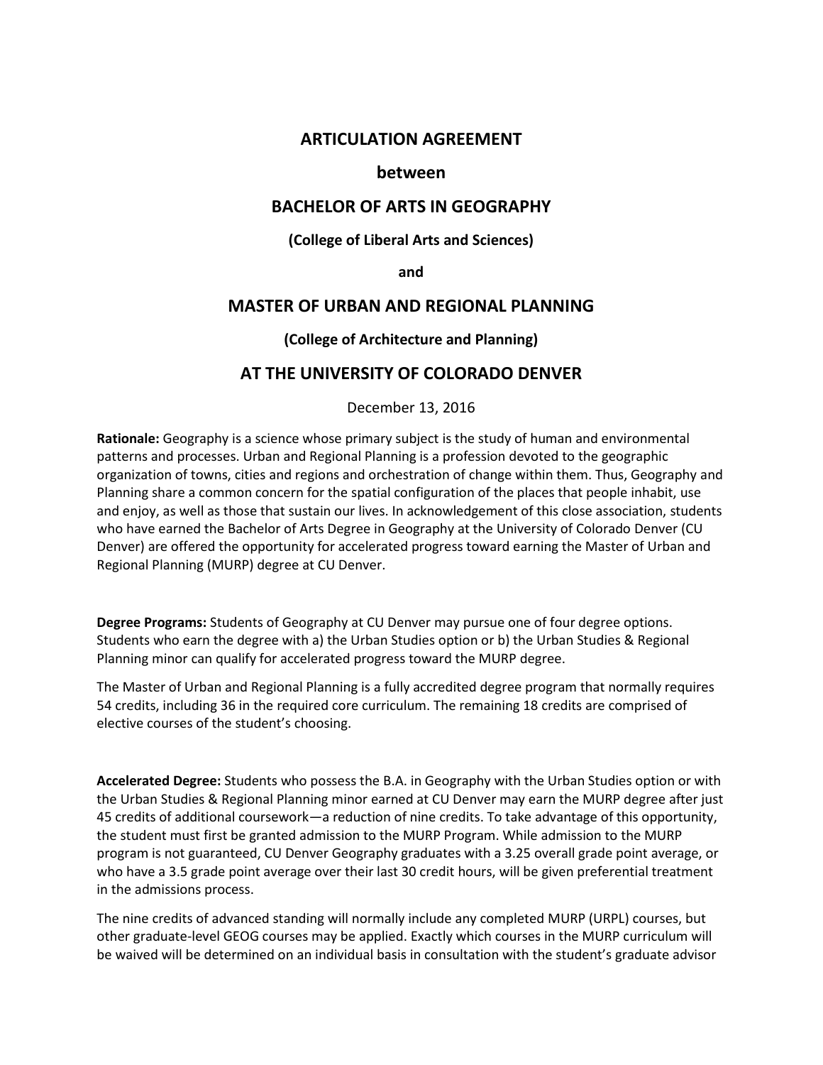# ARTICULATION AGREEMENT

## between

## BACHELOR OF ARTS IN GEOGRAPHY

### (College of Liberal Arts and Sciences)

### and

## MASTER OF URBAN AND REGIONAL PLANNING

### (College of Architecture and Planning)

## AT THE UNIVERSITY OF COLORADO DENVER

December 13, 2016

**Rationale:** Geography is a science whose primary subject is the study of human and environmental patterns and processes. Urban and Regional Planning is a profession devoted to the geographic organization of towns, cities and regions and orchestration of change within them. Thus, Geography and Planning share a common concern for the spatial configuration of the places that people inhabit, use and enjoy, as well as those that sustain our lives. In acknowledgement of this close association, students who have earned the Bachelor of Arts Degree in Geography at the University of Colorado Denver (CU Denver) are offered the opportunity for accelerated progress toward earning the Master of Urban and Regional Planning (MURP) degree at CU Denver.

**Degree Programs:** Students of Geography at CU Denver may pursue one of four degree options. Students who earn the degree with a) the Urban Studies option or b) the Urban Studies & Regional Planning minor can qualify for accelerated progress toward the MURP degree.

The Master of Urban and Regional Planning is a fully accredited degree program that normally requires 54 credits, including 36 in the required core curriculum. The remaining 18 credits are comprised of elective courses of the student's choosing.

**Accelerated Degree:** Students who possess the B.A. in Geography with the Urban Studies option or with the Urban Studies & Regional Planning minor earned at CU Denver may earn the MURP degree after just 45 credits of additional coursework—a reduction of nine credits. To take advantage of this opportunity, the student must first be granted admission to the MURP Program. While admission to the MURP program is not guaranteed, CU Denver Geography graduates with a 3.25 overall grade point average, or who have a 3.5 grade point average over their last 30 credit hours, will be given preferential treatment in the admissions process.

The nine credits of advanced standing will normally include any completed MURP (URPL) courses, but other graduate-level GEOG courses may be applied. Exactly which courses in the MURP curriculum will be waived will be determined on an individual basis in consultation with the student's graduate advisor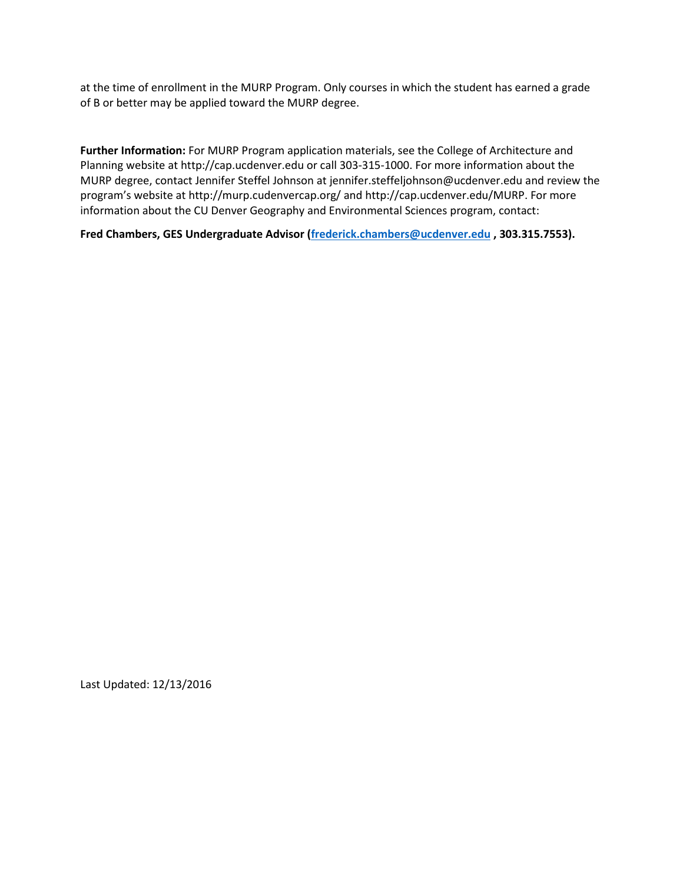at the time of enrollment in the MURP Program. Only courses in which the student has earned a grade of B or better may be applied toward the MURP degree.

**Further Information:** For MURP Program application materials, see the College of Architecture and Planning website at http://cap.ucdenver.edu or call 303-315-1000. For more information about the MURP degree, contact Jennifer Steffel Johnson at jennifer.steffeljohnson@ucdenver.edu and review the program's website at http://murp.cudenvercap.org/ and http://cap.ucdenver.edu/MURP. For more information about the CU Denver Geography and Environmental Sciences program, contact:

**Fred Chambers, GES Undergraduate Advisor (frederick.chambers@ucdenver.edu , 303.315.7553).**

Last Updated: 12/13/2016